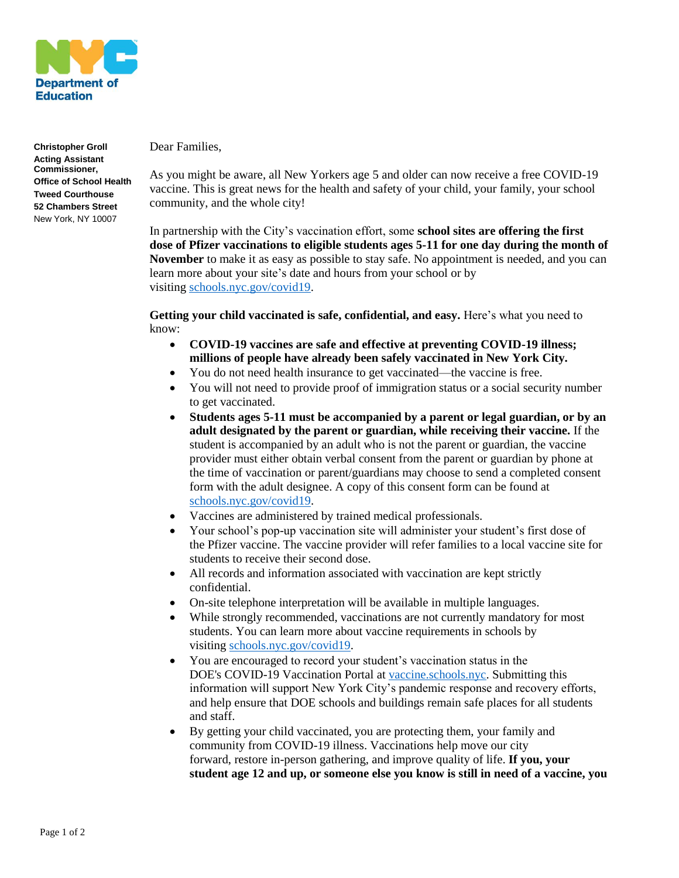**Department of Education**

**Christopher Groll**
**Acting Assistant Commissioner,**
**Office of School Health**
**Tweed Courthouse**
**52 Chambers Street**
New York, NY 10007

Dear Families,

As you might be aware, all New Yorkers age 5 and older can now receive a free COVID-19 vaccine. This is great news for the health and safety of your child, your family, your school community, and the whole city!

In partnership with the City's vaccination effort, some **school sites are offering the first dose of Pfizer vaccinations to eligible students ages 5-11 for one day during the month of November** to make it as easy as possible to stay safe. No appointment is needed, and you can learn more about your site's date and hours from your school or by visiting [schools.nyc.gov/covid19](schools.nyc.gov/covid19).

**Getting your child vaccinated is safe, confidential, and easy.** Here's what you need to know:

- **COVID-19 vaccines are safe and effective at preventing COVID-19 illness; millions of people have already been safely vaccinated in New York City.**
- You do not need health insurance to get vaccinated—the vaccine is free.
- You will not need to provide proof of immigration status or a social security number to get vaccinated.
- **Students ages 5-11 must be accompanied by a parent or legal guardian, or by an adult designated by the parent or guardian, while receiving their vaccine.** If the student is accompanied by an adult who is not the parent or guardian, the vaccine provider must either obtain verbal consent from the parent or guardian by phone at the time of vaccination or parent/guardians may choose to send a completed consent form with the adult designee. A copy of this consent form can be found at [schools.nyc.gov/covid19](schools.nyc.gov/covid19).
- Vaccines are administered by trained medical professionals.
- Your school's pop-up vaccination site will administer your student's first dose of the Pfizer vaccine. The vaccine provider will refer families to a local vaccine site for students to receive their second dose.
- All records and information associated with vaccination are kept strictly confidential.
- On-site telephone interpretation will be available in multiple languages.
- While strongly recommended, vaccinations are not currently mandatory for most students. You can learn more about vaccine requirements in schools by visiting [schools.nyc.gov/covid19](schools.nyc.gov/covid19).
- You are encouraged to record your student's vaccination status in the DOE's COVID-19 Vaccination Portal at [vaccine.schools.nyc](vaccine.schools.nyc). Submitting this information will support New York City's pandemic response and recovery efforts, and help ensure that DOE schools and buildings remain safe places for all students and staff.
- By getting your child vaccinated, you are protecting them, your family and community from COVID-19 illness. Vaccinations help move our city forward, restore in-person gathering, and improve quality of life. **If you, your student age 12 and up, or someone else you know is still in need of a vaccine, you**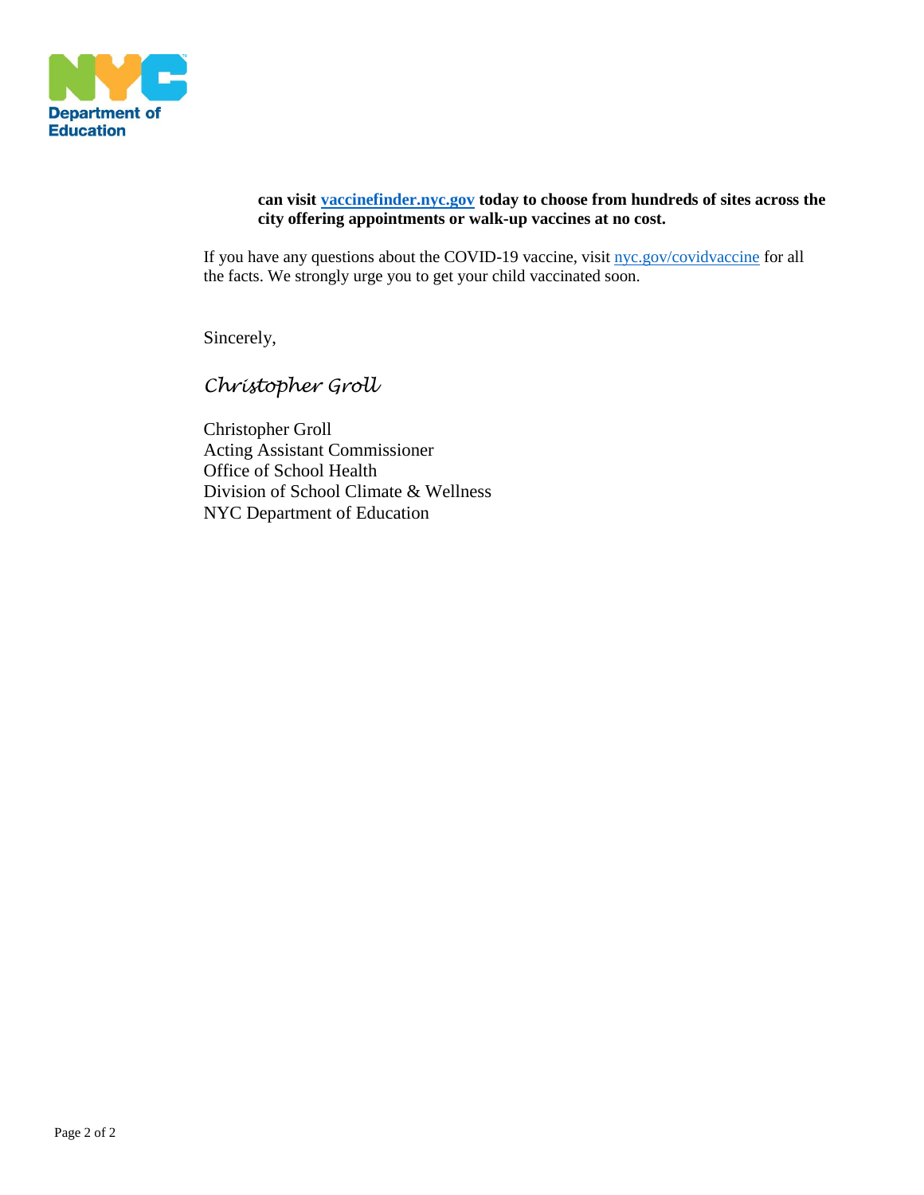**can visit [vaccinefinder.nyc.gov](vaccinefinder.nyc.gov) today to choose from hundreds of sites across the city offering appointments or walk-up vaccines at no cost.**

If you have any questions about the COVID-19 vaccine, visit [nyc.gov/covidvaccine](nyc.gov/covidvaccine) for all the facts. We strongly urge you to get your child vaccinated soon.

Sincerely,

*Christopher Groll*

Christopher Groll
Acting Assistant Commissioner
Office of School Health
Division of School Climate & Wellness
NYC Department of Education